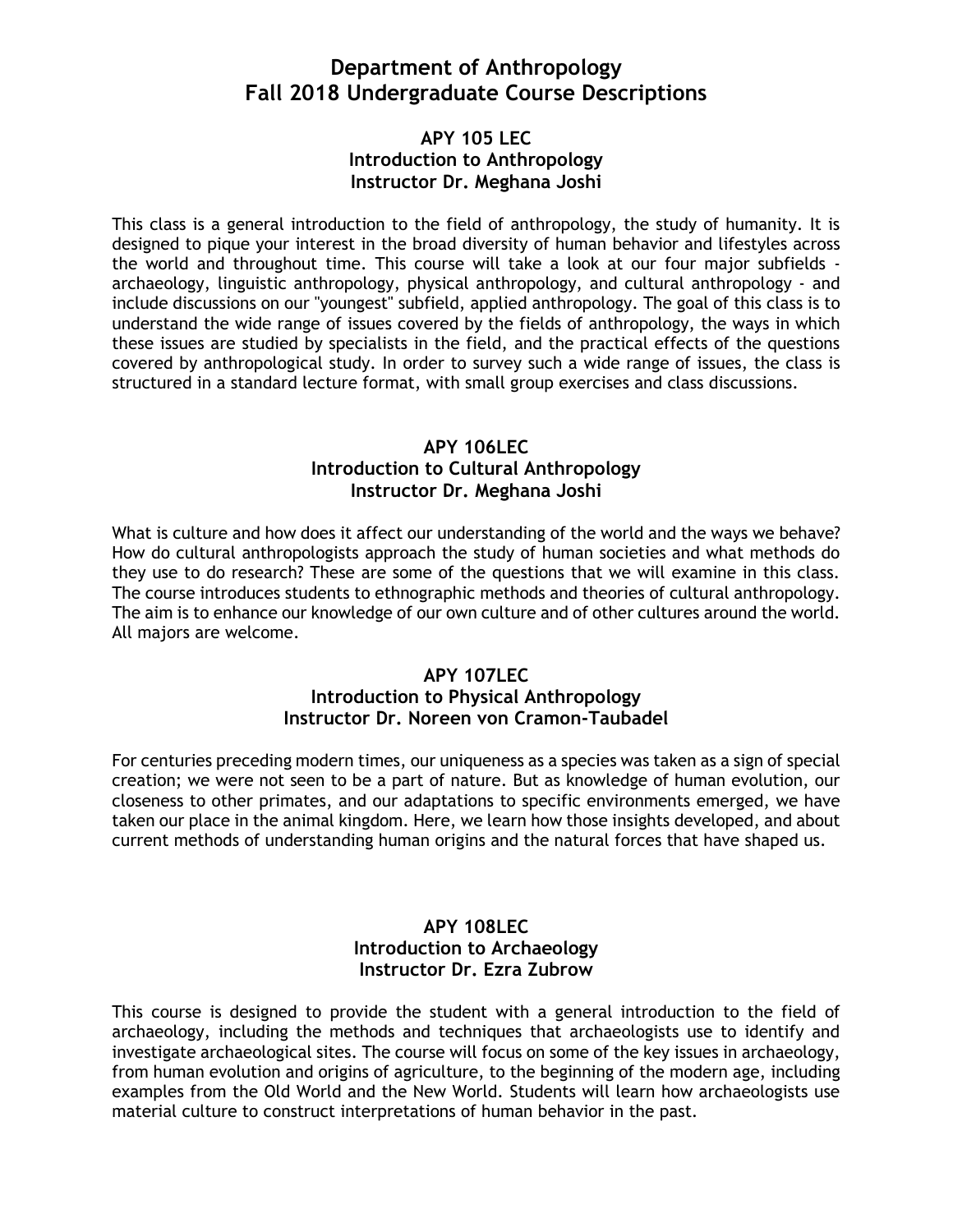# Department of Anthropology
# Fall 2018 Undergraduate Course Descriptions

### APY 105 LEC
### Introduction to Anthropology
### Instructor Dr. Meghana Joshi

This class is a general introduction to the field of anthropology, the study of humanity. It is designed to pique your interest in the broad diversity of human behavior and lifestyles across the world and throughout time. This course will take a look at our four major subfields - archaeology, linguistic anthropology, physical anthropology, and cultural anthropology - and include discussions on our "youngest" subfield, applied anthropology. The goal of this class is to understand the wide range of issues covered by the fields of anthropology, the ways in which these issues are studied by specialists in the field, and the practical effects of the questions covered by anthropological study. In order to survey such a wide range of issues, the class is structured in a standard lecture format, with small group exercises and class discussions.

### APY 106LEC
### Introduction to Cultural Anthropology
### Instructor Dr. Meghana Joshi

What is culture and how does it affect our understanding of the world and the ways we behave? How do cultural anthropologists approach the study of human societies and what methods do they use to do research? These are some of the questions that we will examine in this class. The course introduces students to ethnographic methods and theories of cultural anthropology. The aim is to enhance our knowledge of our own culture and of other cultures around the world. All majors are welcome.

### APY 107LEC
### Introduction to Physical Anthropology
### Instructor Dr. Noreen von Cramon-Taubadel

For centuries preceding modern times, our uniqueness as a species was taken as a sign of special creation; we were not seen to be a part of nature. But as knowledge of human evolution, our closeness to other primates, and our adaptations to specific environments emerged, we have taken our place in the animal kingdom. Here, we learn how those insights developed, and about current methods of understanding human origins and the natural forces that have shaped us.

### APY 108LEC
### Introduction to Archaeology
### Instructor Dr. Ezra Zubrow

This course is designed to provide the student with a general introduction to the field of archaeology, including the methods and techniques that archaeologists use to identify and investigate archaeological sites. The course will focus on some of the key issues in archaeology, from human evolution and origins of agriculture, to the beginning of the modern age, including examples from the Old World and the New World. Students will learn how archaeologists use material culture to construct interpretations of human behavior in the past.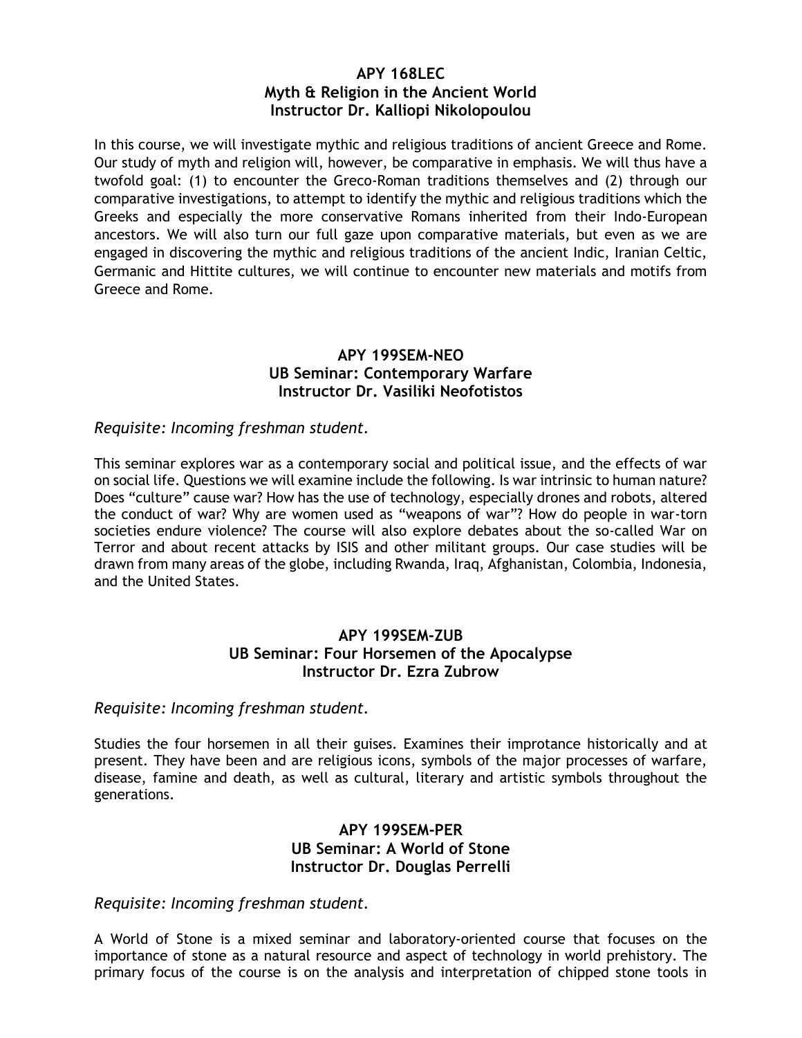**APY 168LEC**
**Myth & Religion in the Ancient World**
**Instructor Dr. Kalliopi Nikolopoulou**

In this course, we will investigate mythic and religious traditions of ancient Greece and Rome. Our study of myth and religion will, however, be comparative in emphasis. We will thus have a twofold goal: (1) to encounter the Greco-Roman traditions themselves and (2) through our comparative investigations, to attempt to identify the mythic and religious traditions which the Greeks and especially the more conservative Romans inherited from their Indo-European ancestors. We will also turn our full gaze upon comparative materials, but even as we are engaged in discovering the mythic and religious traditions of the ancient Indic, Iranian Celtic, Germanic and Hittite cultures, we will continue to encounter new materials and motifs from Greece and Rome.

**APY 199SEM-NEO**
**UB Seminar: Contemporary Warfare**
**Instructor Dr. Vasiliki Neofotistos**

*Requisite: Incoming freshman student.*

This seminar explores war as a contemporary social and political issue, and the effects of war on social life. Questions we will examine include the following. Is war intrinsic to human nature? Does "culture" cause war? How has the use of technology, especially drones and robots, altered the conduct of war? Why are women used as "weapons of war"? How do people in war-torn societies endure violence? The course will also explore debates about the so-called War on Terror and about recent attacks by ISIS and other militant groups. Our case studies will be drawn from many areas of the globe, including Rwanda, Iraq, Afghanistan, Colombia, Indonesia, and the United States.

**APY 199SEM-ZUB**
**UB Seminar: Four Horsemen of the Apocalypse**
**Instructor Dr. Ezra Zubrow**

*Requisite: Incoming freshman student.*

Studies the four horsemen in all their guises. Examines their improtance historically and at present. They have been and are religious icons, symbols of the major processes of warfare, disease, famine and death, as well as cultural, literary and artistic symbols throughout the generations.

**APY 199SEM-PER**
**UB Seminar: A World of Stone**
**Instructor Dr. Douglas Perrelli**

*Requisite: Incoming freshman student.*

A World of Stone is a mixed seminar and laboratory-oriented course that focuses on the importance of stone as a natural resource and aspect of technology in world prehistory. The primary focus of the course is on the analysis and interpretation of chipped stone tools in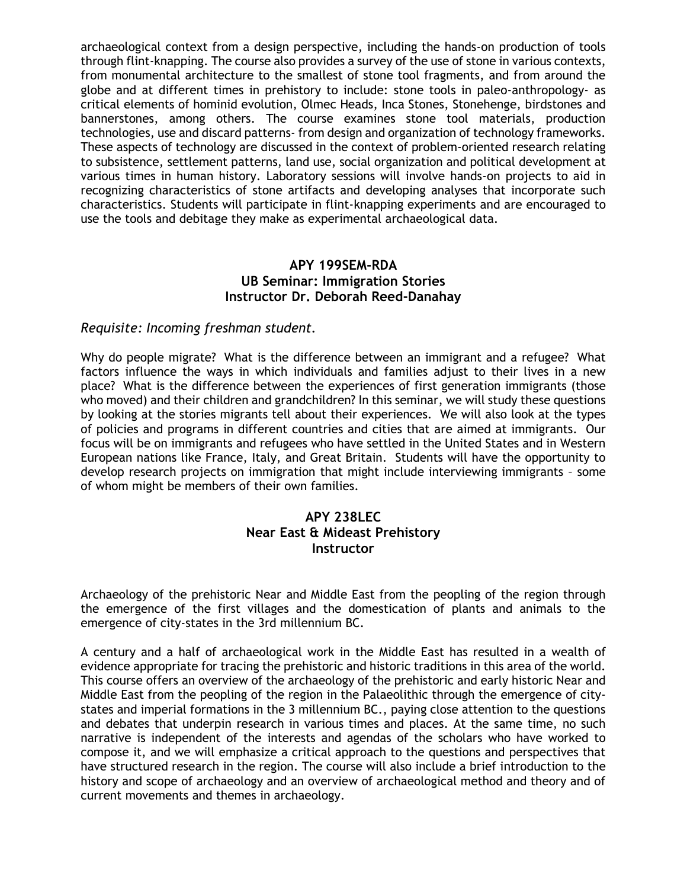archaeological context from a design perspective, including the hands-on production of tools through flint-knapping. The course also provides a survey of the use of stone in various contexts, from monumental architecture to the smallest of stone tool fragments, and from around the globe and at different times in prehistory to include: stone tools in paleo-anthropology- as critical elements of hominid evolution, Olmec Heads, Inca Stones, Stonehenge, birdstones and bannerstones, among others. The course examines stone tool materials, production technologies, use and discard patterns- from design and organization of technology frameworks. These aspects of technology are discussed in the context of problem-oriented research relating to subsistence, settlement patterns, land use, social organization and political development at various times in human history. Laboratory sessions will involve hands-on projects to aid in recognizing characteristics of stone artifacts and developing analyses that incorporate such characteristics. Students will participate in flint-knapping experiments and are encouraged to use the tools and debitage they make as experimental archaeological data.

### APY 199SEM-RDA
### UB Seminar: Immigration Stories
### Instructor Dr. Deborah Reed-Danahay

*Requisite: Incoming freshman student.*

Why do people migrate? What is the difference between an immigrant and a refugee? What factors influence the ways in which individuals and families adjust to their lives in a new place? What is the difference between the experiences of first generation immigrants (those who moved) and their children and grandchildren? In this seminar, we will study these questions by looking at the stories migrants tell about their experiences. We will also look at the types of policies and programs in different countries and cities that are aimed at immigrants. Our focus will be on immigrants and refugees who have settled in the United States and in Western European nations like France, Italy, and Great Britain. Students will have the opportunity to develop research projects on immigration that might include interviewing immigrants – some of whom might be members of their own families.

### APY 238LEC
### Near East & Mideast Prehistory
### Instructor

Archaeology of the prehistoric Near and Middle East from the peopling of the region through the emergence of the first villages and the domestication of plants and animals to the emergence of city-states in the 3rd millennium BC.

A century and a half of archaeological work in the Middle East has resulted in a wealth of evidence appropriate for tracing the prehistoric and historic traditions in this area of the world. This course offers an overview of the archaeology of the prehistoric and early historic Near and Middle East from the peopling of the region in the Palaeolithic through the emergence of city-states and imperial formations in the 3 millennium BC., paying close attention to the questions and debates that underpin research in various times and places. At the same time, no such narrative is independent of the interests and agendas of the scholars who have worked to compose it, and we will emphasize a critical approach to the questions and perspectives that have structured research in the region. The course will also include a brief introduction to the history and scope of archaeology and an overview of archaeological method and theory and of current movements and themes in archaeology.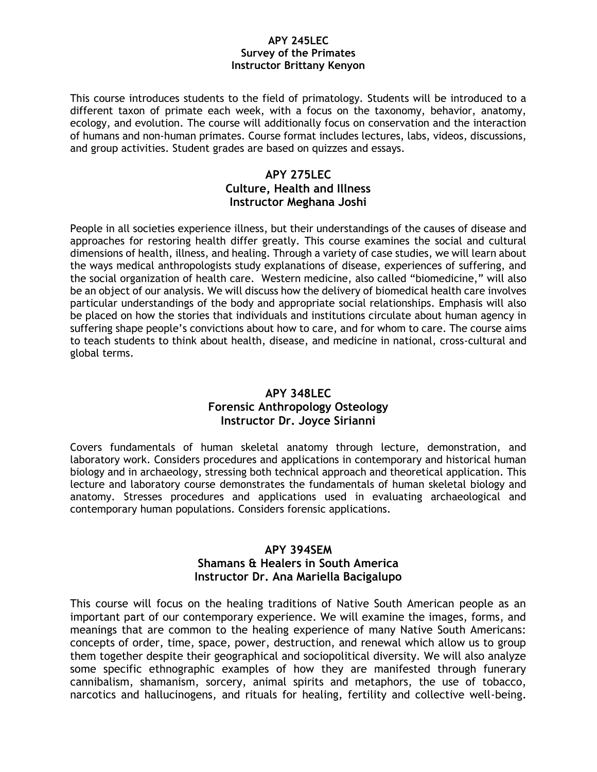## APY 245LEC
## Survey of the Primates
## Instructor Brittany Kenyon

This course introduces students to the field of primatology. Students will be introduced to a different taxon of primate each week, with a focus on the taxonomy, behavior, anatomy, ecology, and evolution. The course will additionally focus on conservation and the interaction of humans and non-human primates. Course format includes lectures, labs, videos, discussions, and group activities. Student grades are based on quizzes and essays.

## APY 275LEC
## Culture, Health and Illness
## Instructor Meghana Joshi

People in all societies experience illness, but their understandings of the causes of disease and approaches for restoring health differ greatly. This course examines the social and cultural dimensions of health, illness, and healing. Through a variety of case studies, we will learn about the ways medical anthropologists study explanations of disease, experiences of suffering, and the social organization of health care. Western medicine, also called "biomedicine," will also be an object of our analysis. We will discuss how the delivery of biomedical health care involves particular understandings of the body and appropriate social relationships. Emphasis will also be placed on how the stories that individuals and institutions circulate about human agency in suffering shape people's convictions about how to care, and for whom to care. The course aims to teach students to think about health, disease, and medicine in national, cross-cultural and global terms.

## APY 348LEC
## Forensic Anthropology Osteology
## Instructor Dr. Joyce Sirianni

Covers fundamentals of human skeletal anatomy through lecture, demonstration, and laboratory work. Considers procedures and applications in contemporary and historical human biology and in archaeology, stressing both technical approach and theoretical application. This lecture and laboratory course demonstrates the fundamentals of human skeletal biology and anatomy. Stresses procedures and applications used in evaluating archaeological and contemporary human populations. Considers forensic applications.

## APY 394SEM
## Shamans & Healers in South America
## Instructor Dr. Ana Mariella Bacigalupo

This course will focus on the healing traditions of Native South American people as an important part of our contemporary experience. We will examine the images, forms, and meanings that are common to the healing experience of many Native South Americans: concepts of order, time, space, power, destruction, and renewal which allow us to group them together despite their geographical and sociopolitical diversity. We will also analyze some specific ethnographic examples of how they are manifested through funerary cannibalism, shamanism, sorcery, animal spirits and metaphors, the use of tobacco, narcotics and hallucinogens, and rituals for healing, fertility and collective well-being.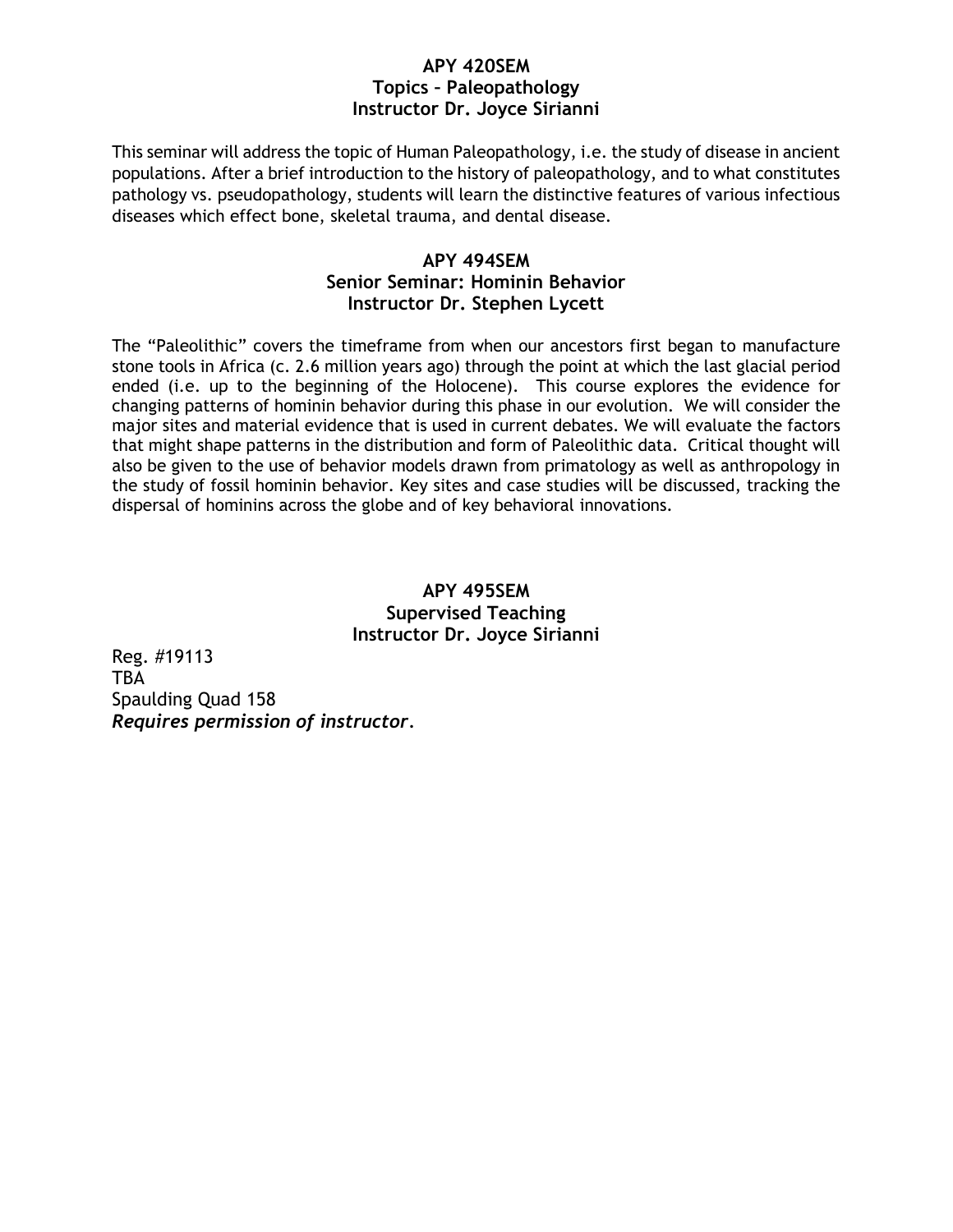**APY 420SEM**
**Topics – Paleopathology**
**Instructor Dr. Joyce Sirianni**

This seminar will address the topic of Human Paleopathology, i.e. the study of disease in ancient populations. After a brief introduction to the history of paleopathology, and to what constitutes pathology vs. pseudopathology, students will learn the distinctive features of various infectious diseases which effect bone, skeletal trauma, and dental disease.

**APY 494SEM**
**Senior Seminar: Hominin Behavior**
**Instructor Dr. Stephen Lycett**

The "Paleolithic" covers the timeframe from when our ancestors first began to manufacture stone tools in Africa (c. 2.6 million years ago) through the point at which the last glacial period ended (i.e. up to the beginning of the Holocene). This course explores the evidence for changing patterns of hominin behavior during this phase in our evolution. We will consider the major sites and material evidence that is used in current debates. We will evaluate the factors that might shape patterns in the distribution and form of Paleolithic data. Critical thought will also be given to the use of behavior models drawn from primatology as well as anthropology in the study of fossil hominin behavior. Key sites and case studies will be discussed, tracking the dispersal of hominins across the globe and of key behavioral innovations.

**APY 495SEM**
**Supervised Teaching**
**Instructor Dr. Joyce Sirianni**

Reg. #19113
TBA
Spaulding Quad 158
***Requires permission of instructor.***